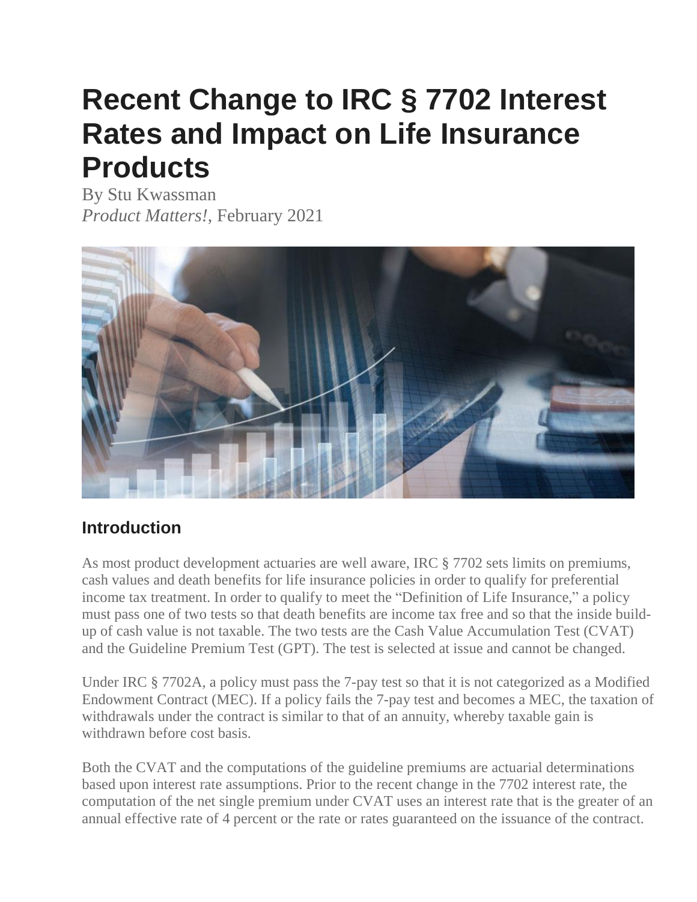# Recent Change to IRC § 7702 Interest Rates and Impact on Life Insurance Products

By Stu Kwassman
*Product Matters!*, February 2021

## Introduction

As most product development actuaries are well aware, IRC § 7702 sets limits on premiums, cash values and death benefits for life insurance policies in order to qualify for preferential income tax treatment. In order to qualify to meet the "Definition of Life Insurance," a policy must pass one of two tests so that death benefits are income tax free and so that the inside build-up of cash value is not taxable. The two tests are the Cash Value Accumulation Test (CVAT) and the Guideline Premium Test (GPT). The test is selected at issue and cannot be changed.

Under IRC § 7702A, a policy must pass the 7-pay test so that it is not categorized as a Modified Endowment Contract (MEC). If a policy fails the 7-pay test and becomes a MEC, the taxation of withdrawals under the contract is similar to that of an annuity, whereby taxable gain is withdrawn before cost basis.

Both the CVAT and the computations of the guideline premiums are actuarial determinations based upon interest rate assumptions. Prior to the recent change in the 7702 interest rate, the computation of the net single premium under CVAT uses an interest rate that is the greater of an annual effective rate of 4 percent or the rate or rates guaranteed on the issuance of the contract.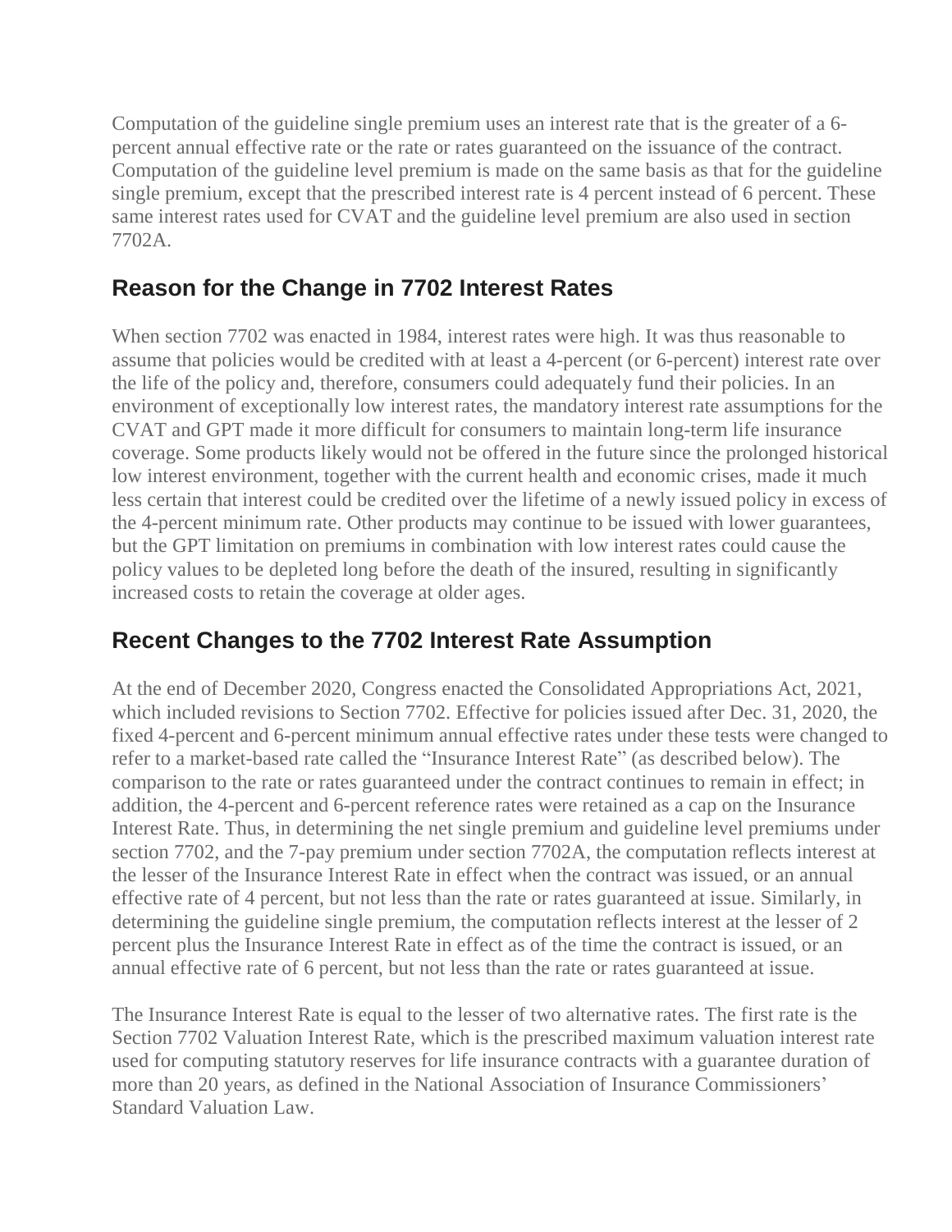Computation of the guideline single premium uses an interest rate that is the greater of a 6-percent annual effective rate or the rate or rates guaranteed on the issuance of the contract. Computation of the guideline level premium is made on the same basis as that for the guideline single premium, except that the prescribed interest rate is 4 percent instead of 6 percent. These same interest rates used for CVAT and the guideline level premium are also used in section 7702A.

## Reason for the Change in 7702 Interest Rates

When section 7702 was enacted in 1984, interest rates were high. It was thus reasonable to assume that policies would be credited with at least a 4-percent (or 6-percent) interest rate over the life of the policy and, therefore, consumers could adequately fund their policies. In an environment of exceptionally low interest rates, the mandatory interest rate assumptions for the CVAT and GPT made it more difficult for consumers to maintain long-term life insurance coverage. Some products likely would not be offered in the future since the prolonged historical low interest environment, together with the current health and economic crises, made it much less certain that interest could be credited over the lifetime of a newly issued policy in excess of the 4-percent minimum rate. Other products may continue to be issued with lower guarantees, but the GPT limitation on premiums in combination with low interest rates could cause the policy values to be depleted long before the death of the insured, resulting in significantly increased costs to retain the coverage at older ages.

## Recent Changes to the 7702 Interest Rate Assumption

At the end of December 2020, Congress enacted the Consolidated Appropriations Act, 2021, which included revisions to Section 7702. Effective for policies issued after Dec. 31, 2020, the fixed 4-percent and 6-percent minimum annual effective rates under these tests were changed to refer to a market-based rate called the "Insurance Interest Rate" (as described below). The comparison to the rate or rates guaranteed under the contract continues to remain in effect; in addition, the 4-percent and 6-percent reference rates were retained as a cap on the Insurance Interest Rate. Thus, in determining the net single premium and guideline level premiums under section 7702, and the 7-pay premium under section 7702A, the computation reflects interest at the lesser of the Insurance Interest Rate in effect when the contract was issued, or an annual effective rate of 4 percent, but not less than the rate or rates guaranteed at issue. Similarly, in determining the guideline single premium, the computation reflects interest at the lesser of 2 percent plus the Insurance Interest Rate in effect as of the time the contract is issued, or an annual effective rate of 6 percent, but not less than the rate or rates guaranteed at issue.

The Insurance Interest Rate is equal to the lesser of two alternative rates. The first rate is the Section 7702 Valuation Interest Rate, which is the prescribed maximum valuation interest rate used for computing statutory reserves for life insurance contracts with a guarantee duration of more than 20 years, as defined in the National Association of Insurance Commissioners' Standard Valuation Law.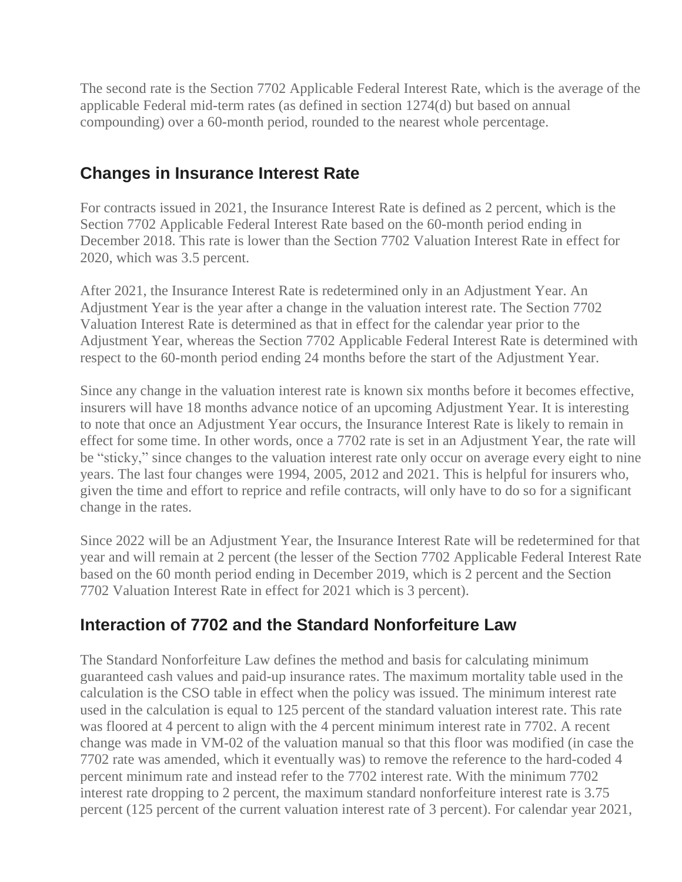The second rate is the Section 7702 Applicable Federal Interest Rate, which is the average of the applicable Federal mid-term rates (as defined in section 1274(d) but based on annual compounding) over a 60-month period, rounded to the nearest whole percentage.

## Changes in Insurance Interest Rate

For contracts issued in 2021, the Insurance Interest Rate is defined as 2 percent, which is the Section 7702 Applicable Federal Interest Rate based on the 60-month period ending in December 2018. This rate is lower than the Section 7702 Valuation Interest Rate in effect for 2020, which was 3.5 percent.

After 2021, the Insurance Interest Rate is redetermined only in an Adjustment Year. An Adjustment Year is the year after a change in the valuation interest rate. The Section 7702 Valuation Interest Rate is determined as that in effect for the calendar year prior to the Adjustment Year, whereas the Section 7702 Applicable Federal Interest Rate is determined with respect to the 60-month period ending 24 months before the start of the Adjustment Year.

Since any change in the valuation interest rate is known six months before it becomes effective, insurers will have 18 months advance notice of an upcoming Adjustment Year. It is interesting to note that once an Adjustment Year occurs, the Insurance Interest Rate is likely to remain in effect for some time. In other words, once a 7702 rate is set in an Adjustment Year, the rate will be "sticky," since changes to the valuation interest rate only occur on average every eight to nine years. The last four changes were 1994, 2005, 2012 and 2021. This is helpful for insurers who, given the time and effort to reprice and refile contracts, will only have to do so for a significant change in the rates.

Since 2022 will be an Adjustment Year, the Insurance Interest Rate will be redetermined for that year and will remain at 2 percent (the lesser of the Section 7702 Applicable Federal Interest Rate based on the 60 month period ending in December 2019, which is 2 percent and the Section 7702 Valuation Interest Rate in effect for 2021 which is 3 percent).

## Interaction of 7702 and the Standard Nonforfeiture Law

The Standard Nonforfeiture Law defines the method and basis for calculating minimum guaranteed cash values and paid-up insurance rates. The maximum mortality table used in the calculation is the CSO table in effect when the policy was issued. The minimum interest rate used in the calculation is equal to 125 percent of the standard valuation interest rate. This rate was floored at 4 percent to align with the 4 percent minimum interest rate in 7702. A recent change was made in VM-02 of the valuation manual so that this floor was modified (in case the 7702 rate was amended, which it eventually was) to remove the reference to the hard-coded 4 percent minimum rate and instead refer to the 7702 interest rate. With the minimum 7702 interest rate dropping to 2 percent, the maximum standard nonforfeiture interest rate is 3.75 percent (125 percent of the current valuation interest rate of 3 percent). For calendar year 2021,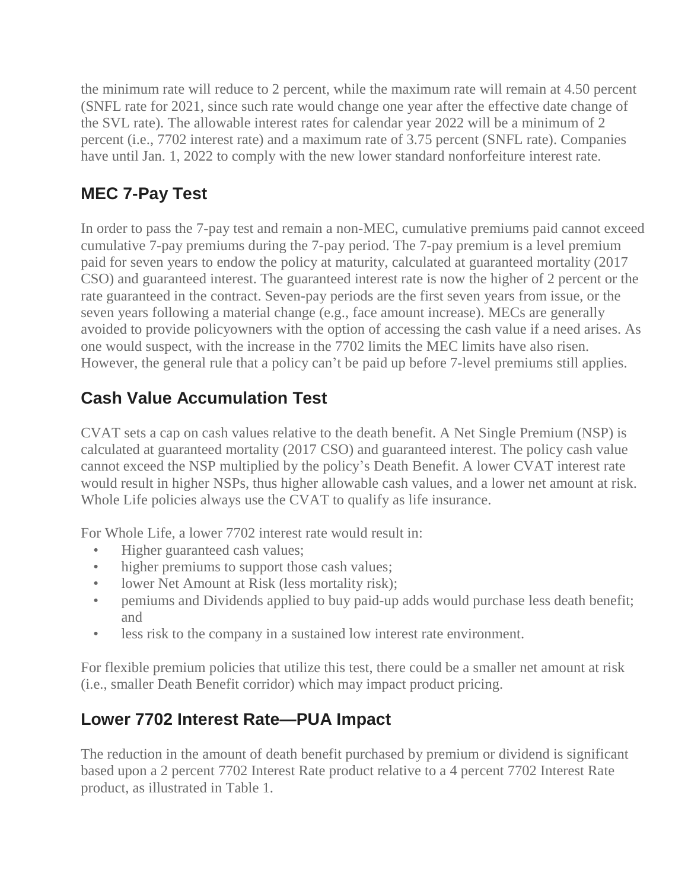the minimum rate will reduce to 2 percent, while the maximum rate will remain at 4.50 percent (SNFL rate for 2021, since such rate would change one year after the effective date change of the SVL rate). The allowable interest rates for calendar year 2022 will be a minimum of 2 percent (i.e., 7702 interest rate) and a maximum rate of 3.75 percent (SNFL rate). Companies have until Jan. 1, 2022 to comply with the new lower standard nonforfeiture interest rate.

## MEC 7-Pay Test

In order to pass the 7-pay test and remain a non-MEC, cumulative premiums paid cannot exceed cumulative 7-pay premiums during the 7-pay period. The 7-pay premium is a level premium paid for seven years to endow the policy at maturity, calculated at guaranteed mortality (2017 CSO) and guaranteed interest. The guaranteed interest rate is now the higher of 2 percent or the rate guaranteed in the contract. Seven-pay periods are the first seven years from issue, or the seven years following a material change (e.g., face amount increase). MECs are generally avoided to provide policyowners with the option of accessing the cash value if a need arises. As one would suspect, with the increase in the 7702 limits the MEC limits have also risen. However, the general rule that a policy can't be paid up before 7-level premiums still applies.

## Cash Value Accumulation Test

CVAT sets a cap on cash values relative to the death benefit. A Net Single Premium (NSP) is calculated at guaranteed mortality (2017 CSO) and guaranteed interest. The policy cash value cannot exceed the NSP multiplied by the policy's Death Benefit. A lower CVAT interest rate would result in higher NSPs, thus higher allowable cash values, and a lower net amount at risk. Whole Life policies always use the CVAT to qualify as life insurance.

For Whole Life, a lower 7702 interest rate would result in:

- Higher guaranteed cash values;
- higher premiums to support those cash values;
- lower Net Amount at Risk (less mortality risk);
- pemiums and Dividends applied to buy paid-up adds would purchase less death benefit; and
- less risk to the company in a sustained low interest rate environment.

For flexible premium policies that utilize this test, there could be a smaller net amount at risk (i.e., smaller Death Benefit corridor) which may impact product pricing.

## Lower 7702 Interest Rate—PUA Impact

The reduction in the amount of death benefit purchased by premium or dividend is significant based upon a 2 percent 7702 Interest Rate product relative to a 4 percent 7702 Interest Rate product, as illustrated in Table 1.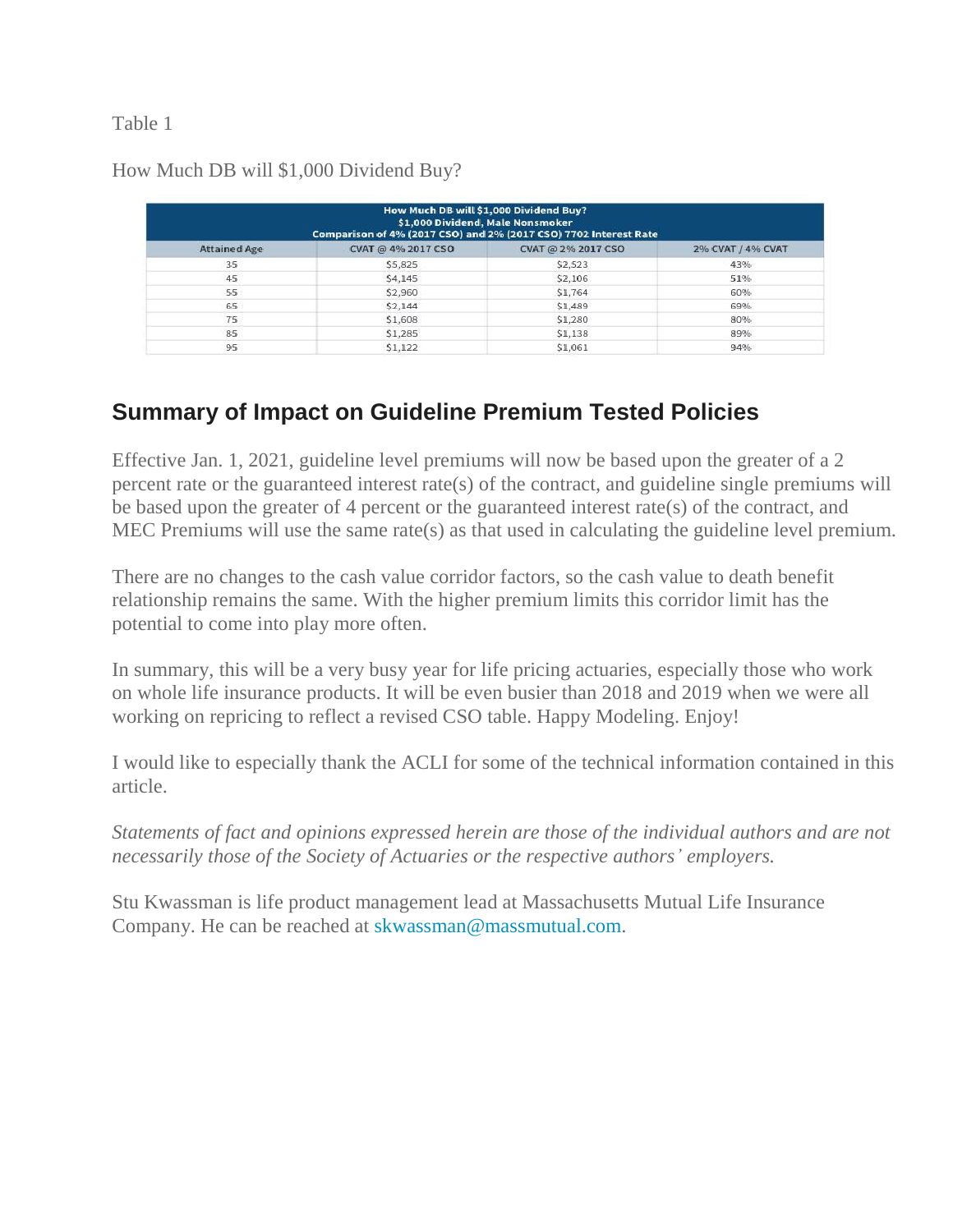Table 1

How Much DB will $1,000 Dividend Buy?

| How Much DB will $1,000 Dividend Buy? $1,000 Dividend, Male Nonsmoker Comparison of 4% (2017 CSO) and 2% (2017 CSO) 7702 Interest Rate | | | |
|---|---|---|---|
| Attained Age | CVAT @ 4% 2017 CSO | CVAT @ 2% 2017 CSO | 2% CVAT / 4% CVAT |
| 35 | $5,825 | $2,523 | 43% |
| 45 | $4,145 | $2,106 | 51% |
| 55 | $2,960 | $1,764 | 60% |
| 65 | $2,144 | $1,489 | 69% |
| 75 | $1,608 | $1,280 | 80% |
| 85 | $1,285 | $1,138 | 89% |
| 95 | $1,122 | $1,061 | 94% |

## Summary of Impact on Guideline Premium Tested Policies

Effective Jan. 1, 2021, guideline level premiums will now be based upon the greater of a 2 percent rate or the guaranteed interest rate(s) of the contract, and guideline single premiums will be based upon the greater of 4 percent or the guaranteed interest rate(s) of the contract, and MEC Premiums will use the same rate(s) as that used in calculating the guideline level premium.

There are no changes to the cash value corridor factors, so the cash value to death benefit relationship remains the same. With the higher premium limits this corridor limit has the potential to come into play more often.

In summary, this will be a very busy year for life pricing actuaries, especially those who work on whole life insurance products. It will be even busier than 2018 and 2019 when we were all working on repricing to reflect a revised CSO table. Happy Modeling. Enjoy!

I would like to especially thank the ACLI for some of the technical information contained in this article.

*Statements of fact and opinions expressed herein are those of the individual authors and are not necessarily those of the Society of Actuaries or the respective authors' employers.*

Stu Kwassman is life product management lead at Massachusetts Mutual Life Insurance Company. He can be reached at skwassman@massmutual.com.